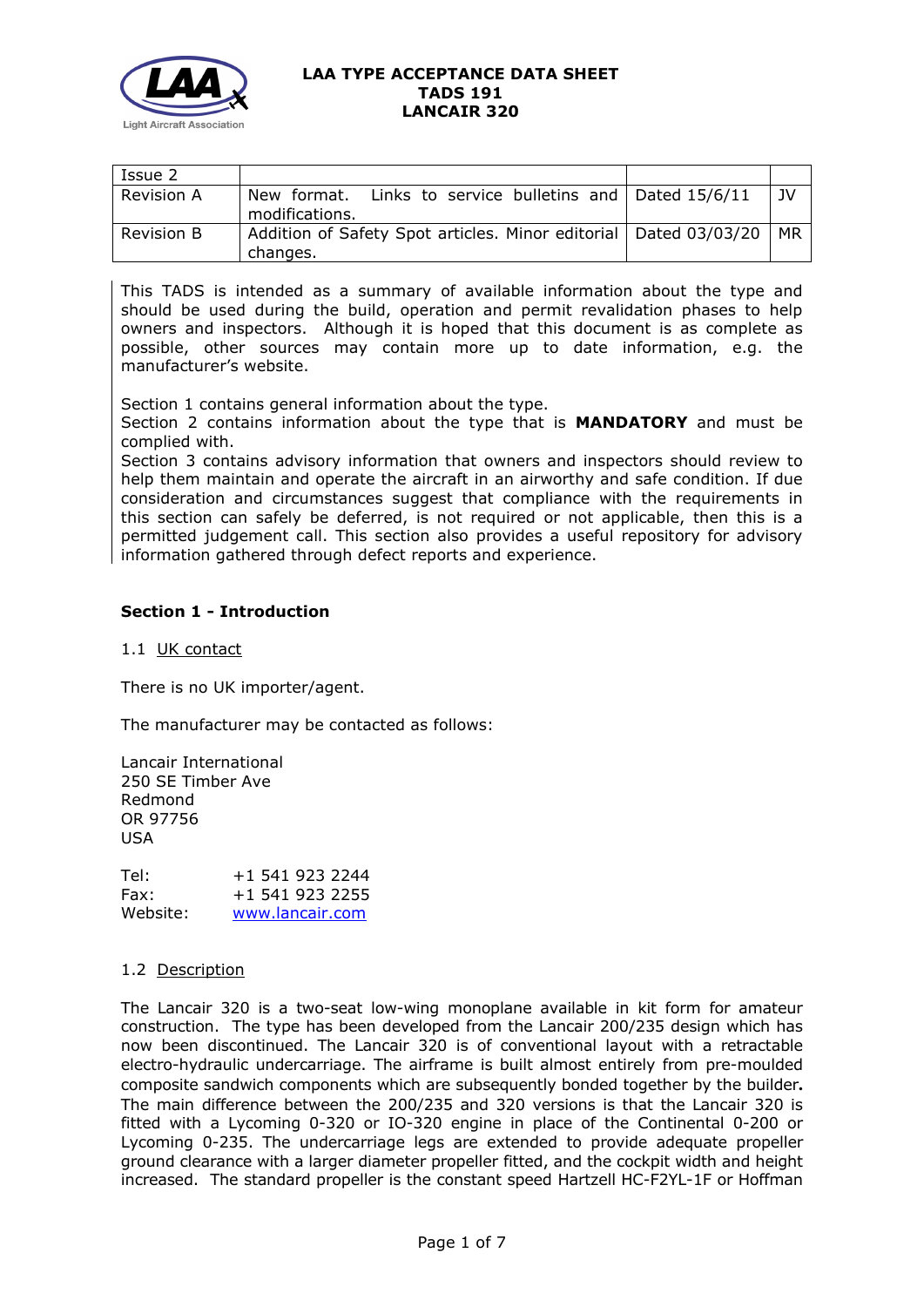# LAA TYPE ACCEPTANCE DATA SHEET
# TADS 191
# LANCAIR 320

| Issue 2 | | | |
|---|---|---|---|
| Revision A | New format. Links to service bulletins and modifications. | Dated 15/6/11 | JV |
| Revision B | Addition of Safety Spot articles. Minor editorial changes. | Dated 03/03/20 | MR |

This TADS is intended as a summary of available information about the type and should be used during the build, operation and permit revalidation phases to help owners and inspectors. Although it is hoped that this document is as complete as possible, other sources may contain more up to date information, e.g. the manufacturer's website.

Section 1 contains general information about the type.
Section 2 contains information about the type that is **MANDATORY** and must be complied with.
Section 3 contains advisory information that owners and inspectors should review to help them maintain and operate the aircraft in an airworthy and safe condition. If due consideration and circumstances suggest that compliance with the requirements in this section can safely be deferred, is not required or not applicable, then this is a permitted judgement call. This section also provides a useful repository for advisory information gathered through defect reports and experience.

## Section 1 - Introduction

### 1.1 UK contact

There is no UK importer/agent.

The manufacturer may be contacted as follows:

Lancair International
250 SE Timber Ave
Redmond
OR 97756
USA

Tel: +1 541 923 2244
Fax: +1 541 923 2255
Website: www.lancair.com

### 1.2 Description

The Lancair 320 is a two-seat low-wing monoplane available in kit form for amateur construction. The type has been developed from the Lancair 200/235 design which has now been discontinued. The Lancair 320 is of conventional layout with a retractable electro-hydraulic undercarriage. The airframe is built almost entirely from pre-moulded composite sandwich components which are subsequently bonded together by the builder**.** The main difference between the 200/235 and 320 versions is that the Lancair 320 is fitted with a Lycoming 0-320 or IO-320 engine in place of the Continental 0-200 or Lycoming 0-235. The undercarriage legs are extended to provide adequate propeller ground clearance with a larger diameter propeller fitted, and the cockpit width and height increased. The standard propeller is the constant speed Hartzell HC-F2YL-1F or Hoffman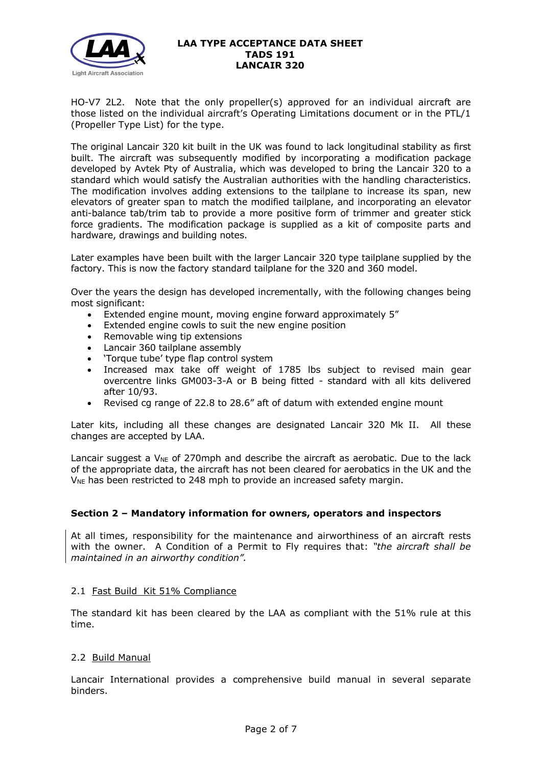HO-V7 2L2. Note that the only propeller(s) approved for an individual aircraft are those listed on the individual aircraft's Operating Limitations document or in the PTL/1 (Propeller Type List) for the type.

The original Lancair 320 kit built in the UK was found to lack longitudinal stability as first built. The aircraft was subsequently modified by incorporating a modification package developed by Avtek Pty of Australia, which was developed to bring the Lancair 320 to a standard which would satisfy the Australian authorities with the handling characteristics. The modification involves adding extensions to the tailplane to increase its span, new elevators of greater span to match the modified tailplane, and incorporating an elevator anti-balance tab/trim tab to provide a more positive form of trimmer and greater stick force gradients. The modification package is supplied as a kit of composite parts and hardware, drawings and building notes.

Later examples have been built with the larger Lancair 320 type tailplane supplied by the factory. This is now the factory standard tailplane for the 320 and 360 model.

Over the years the design has developed incrementally, with the following changes being most significant:

- Extended engine mount, moving engine forward approximately 5"
- Extended engine cowls to suit the new engine position
- Removable wing tip extensions
- Lancair 360 tailplane assembly
- 'Torque tube' type flap control system
- Increased max take off weight of 1785 lbs subject to revised main gear overcentre links GM003-3-A or B being fitted - standard with all kits delivered after 10/93.
- Revised cg range of 22.8 to 28.6" aft of datum with extended engine mount

Later kits, including all these changes are designated Lancair 320 Mk II. All these changes are accepted by LAA.

Lancair suggest a $V_{NE}$ of 270mph and describe the aircraft as aerobatic. Due to the lack of the appropriate data, the aircraft has not been cleared for aerobatics in the UK and the $V_{NE}$ has been restricted to 248 mph to provide an increased safety margin.

## Section 2 – Mandatory information for owners, operators and inspectors

At all times, responsibility for the maintenance and airworthiness of an aircraft rests with the owner. A Condition of a Permit to Fly requires that: *"the aircraft shall be maintained in an airworthy condition".*

### 2.1 Fast Build Kit 51% Compliance

The standard kit has been cleared by the LAA as compliant with the 51% rule at this time.

### 2.2 Build Manual

Lancair International provides a comprehensive build manual in several separate binders.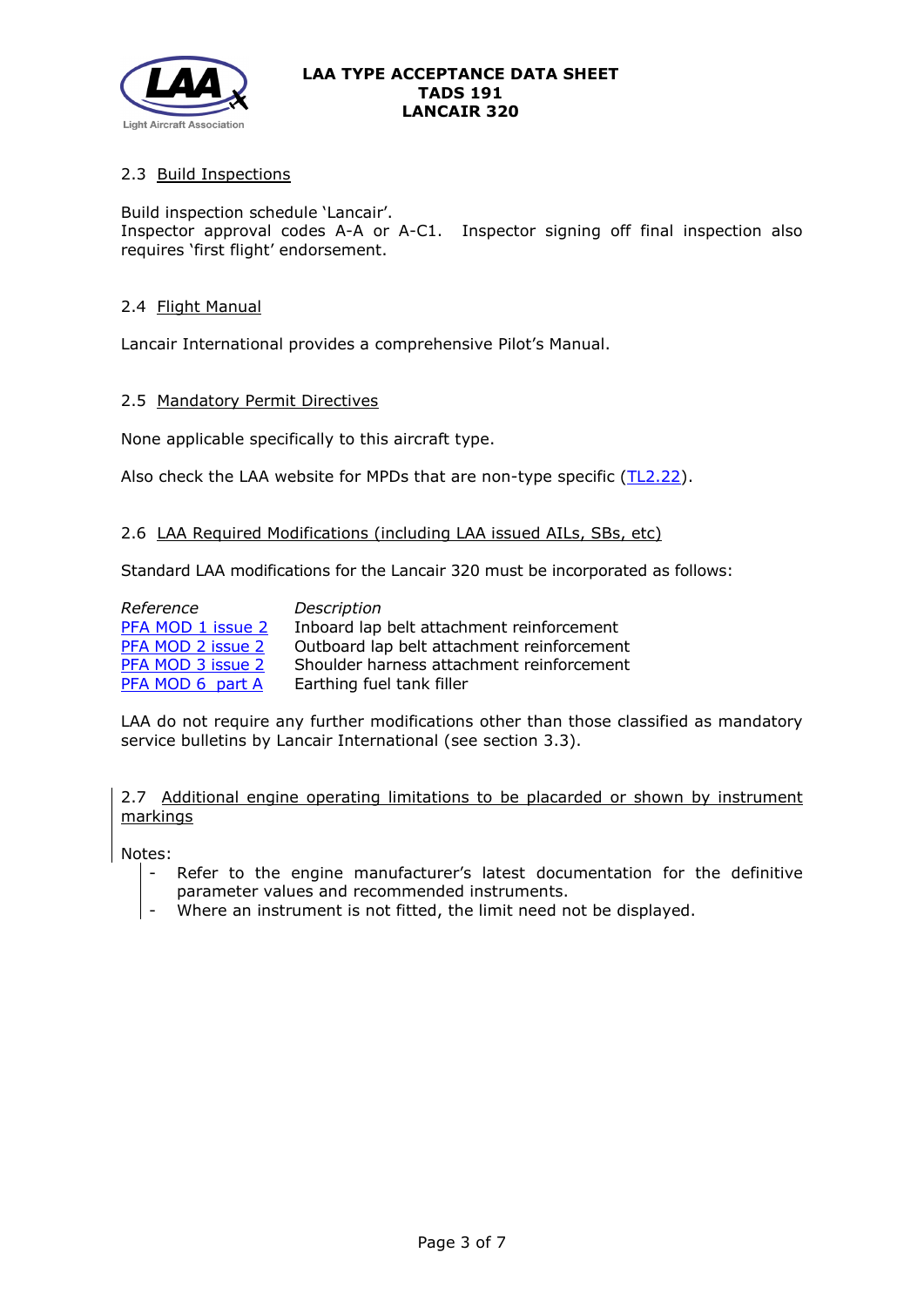### 2.3 Build Inspections

Build inspection schedule 'Lancair'.
Inspector approval codes A-A or A-C1. Inspector signing off final inspection also requires 'first flight' endorsement.

### 2.4 Flight Manual

Lancair International provides a comprehensive Pilot's Manual.

### 2.5 Mandatory Permit Directives

None applicable specifically to this aircraft type.

Also check the LAA website for MPDs that are non-type specific (TL2.22).

### 2.6 LAA Required Modifications (including LAA issued AILs, SBs, etc)

Standard LAA modifications for the Lancair 320 must be incorporated as follows:

| *Reference* | *Description* |
|---|---|
| PFA MOD 1 issue 2 | Inboard lap belt attachment reinforcement |
| PFA MOD 2 issue 2 | Outboard lap belt attachment reinforcement |
| PFA MOD 3 issue 2 | Shoulder harness attachment reinforcement |
| PFA MOD 6 part A | Earthing fuel tank filler |

LAA do not require any further modifications other than those classified as mandatory service bulletins by Lancair International (see section 3.3).

### 2.7 Additional engine operating limitations to be placarded or shown by instrument markings

Notes:

- Refer to the engine manufacturer's latest documentation for the definitive parameter values and recommended instruments.
- Where an instrument is not fitted, the limit need not be displayed.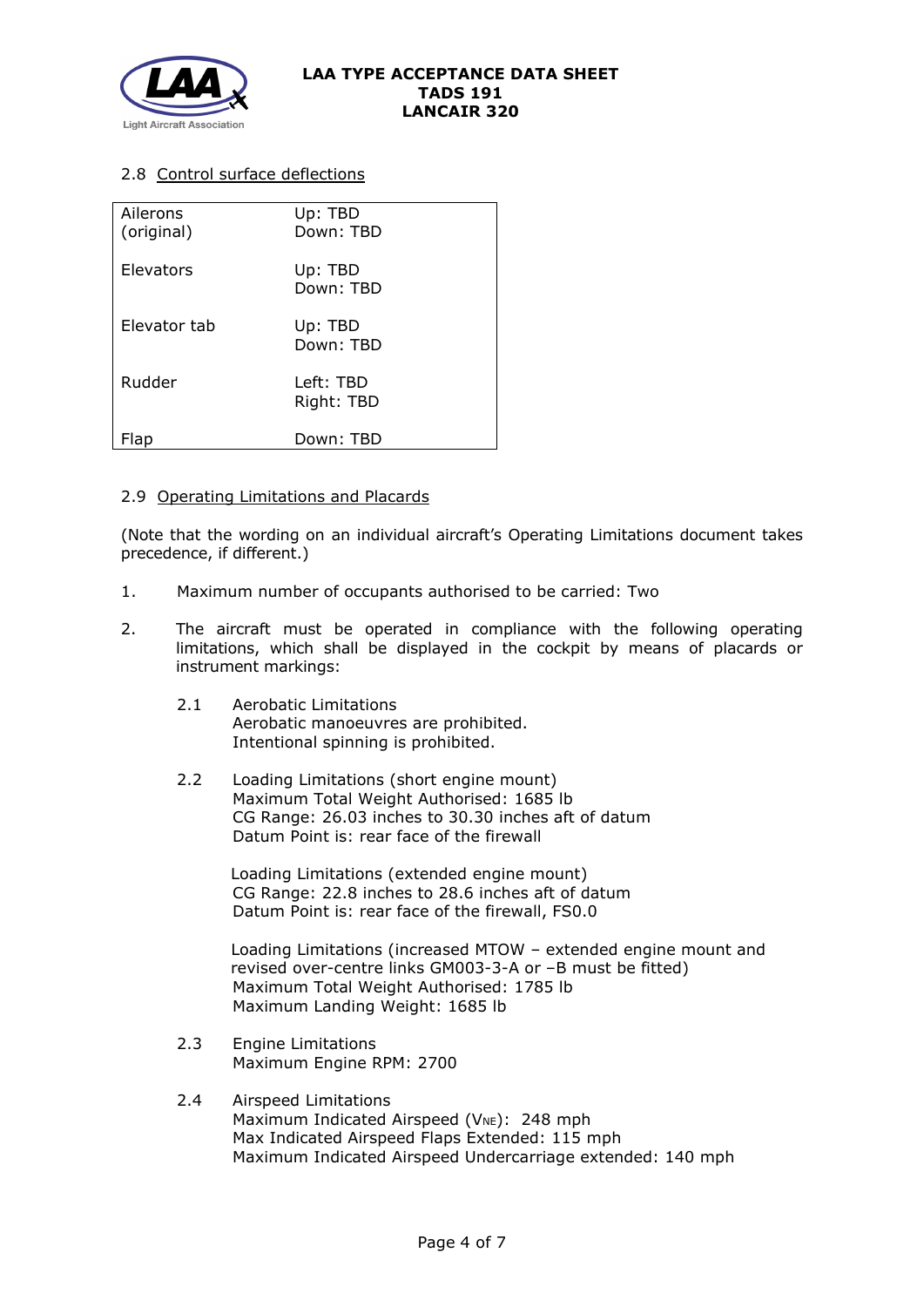### 2.8 Control surface deflections

| | |
|---|---|
| Ailerons (original) | Up: TBD<br>Down: TBD |
| Elevators | Up: TBD<br>Down: TBD |
| Elevator tab | Up: TBD<br>Down: TBD |
| Rudder | Left: TBD<br>Right: TBD |
| Flap | Down: TBD |

### 2.9 Operating Limitations and Placards

(Note that the wording on an individual aircraft's Operating Limitations document takes precedence, if different.)

1. Maximum number of occupants authorised to be carried: Two

2. The aircraft must be operated in compliance with the following operating limitations, which shall be displayed in the cockpit by means of placards or instrument markings:

   2.1 Aerobatic Limitations
   Aerobatic manoeuvres are prohibited.
   Intentional spinning is prohibited.

   2.2 Loading Limitations (short engine mount)
   Maximum Total Weight Authorised: 1685 lb
   CG Range: 26.03 inches to 30.30 inches aft of datum
   Datum Point is: rear face of the firewall

   Loading Limitations (extended engine mount)
   CG Range: 22.8 inches to 28.6 inches aft of datum
   Datum Point is: rear face of the firewall, FS0.0

   Loading Limitations (increased MTOW – extended engine mount and revised over-centre links GM003-3-A or –B must be fitted)
   Maximum Total Weight Authorised: 1785 lb
   Maximum Landing Weight: 1685 lb

   2.3 Engine Limitations
   Maximum Engine RPM: 2700

   2.4 Airspeed Limitations
   Maximum Indicated Airspeed ($V_{NE}$): 248 mph
   Max Indicated Airspeed Flaps Extended: 115 mph
   Maximum Indicated Airspeed Undercarriage extended: 140 mph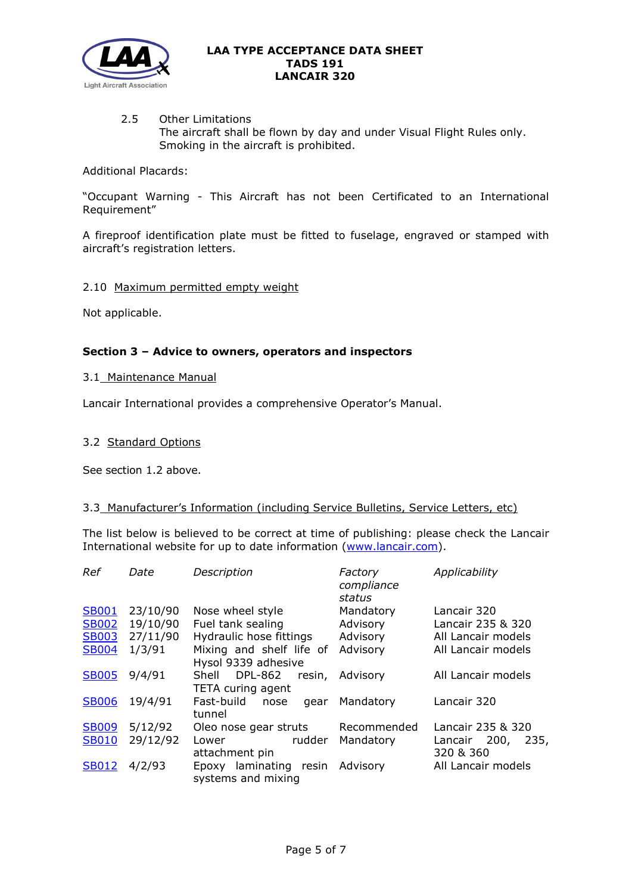2.5 Other Limitations
The aircraft shall be flown by day and under Visual Flight Rules only.
Smoking in the aircraft is prohibited.

Additional Placards:

"Occupant Warning - This Aircraft has not been Certificated to an International Requirement"

A fireproof identification plate must be fitted to fuselage, engraved or stamped with aircraft's registration letters.

2.10 Maximum permitted empty weight

Not applicable.

## Section 3 – Advice to owners, operators and inspectors

3.1 Maintenance Manual

Lancair International provides a comprehensive Operator's Manual.

3.2 Standard Options

See section 1.2 above.

3.3 Manufacturer's Information (including Service Bulletins, Service Letters, etc)

The list below is believed to be correct at time of publishing: please check the Lancair International website for up to date information (www.lancair.com).

| *Ref* | *Date* | *Description* | *Factory compliance status* | *Applicability* |
|---|---|---|---|---|
| SB001 | 23/10/90 | Nose wheel style | Mandatory | Lancair 320 |
| SB002 | 19/10/90 | Fuel tank sealing | Advisory | Lancair 235 & 320 |
| SB003 | 27/11/90 | Hydraulic hose fittings | Advisory | All Lancair models |
| SB004 | 1/3/91 | Mixing and shelf life of Hysol 9339 adhesive | Advisory | All Lancair models |
| SB005 | 9/4/91 | Shell DPL-862 resin, TETA curing agent | Advisory | All Lancair models |
| SB006 | 19/4/91 | Fast-build nose gear tunnel | Mandatory | Lancair 320 |
| SB009 | 5/12/92 | Oleo nose gear struts | Recommended | Lancair 235 & 320 |
| SB010 | 29/12/92 | Lower rudder attachment pin | Mandatory | Lancair 200, 235, 320 & 360 |
| SB012 | 4/2/93 | Epoxy laminating resin systems and mixing | Advisory | All Lancair models |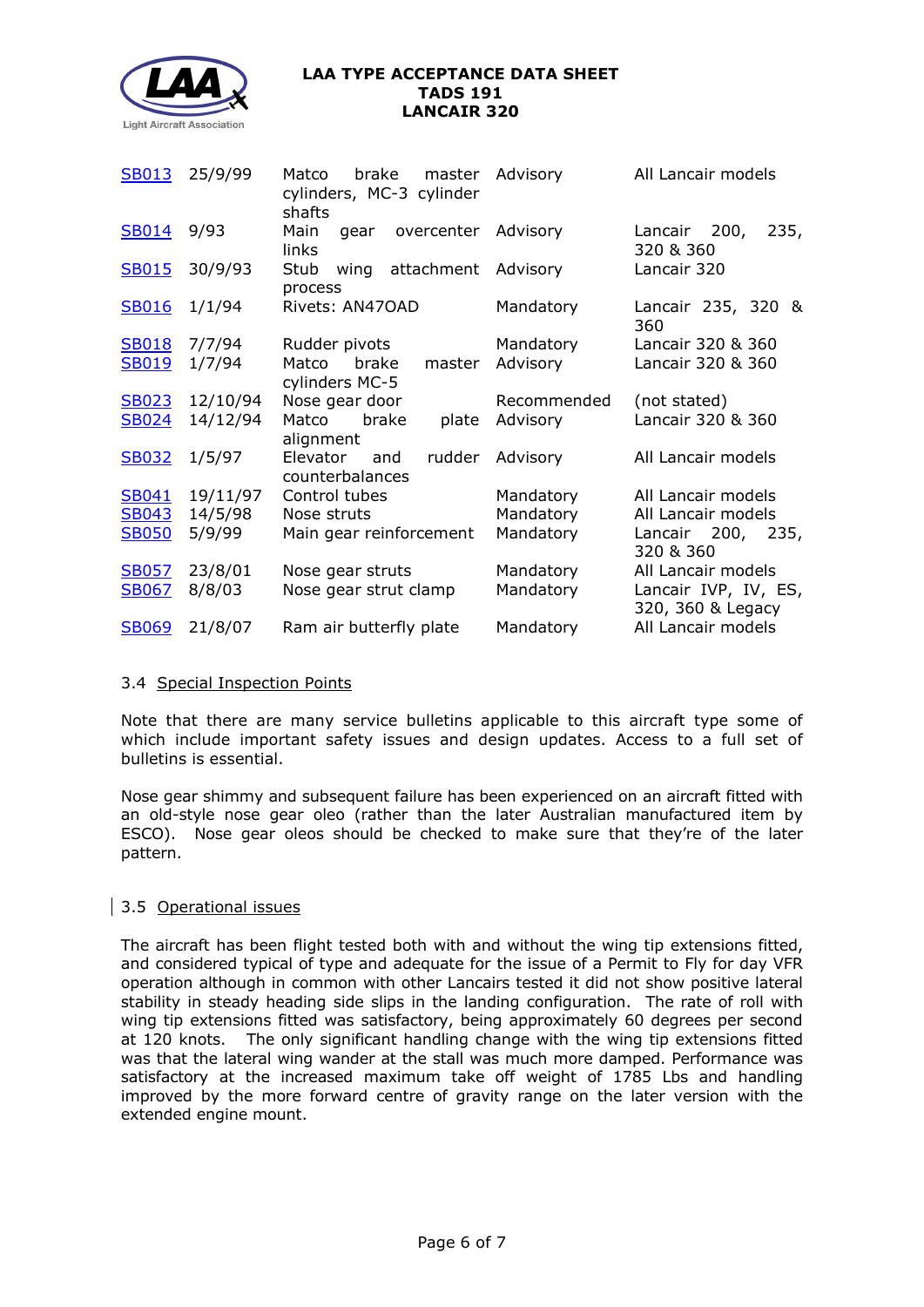| | | | | |
|---|---|---|---|---|
| SB013 | 25/9/99 | Matco brake master cylinders, MC-3 cylinder shafts | Advisory | All Lancair models |
| SB014 | 9/93 | Main gear overcenter links | Advisory | Lancair 200, 235, 320 & 360 |
| SB015 | 30/9/93 | Stub wing attachment process | Advisory | Lancair 320 |
| SB016 | 1/1/94 | Rivets: AN47OAD | Mandatory | Lancair 235, 320 & 360 |
| SB018 | 7/7/94 | Rudder pivots | Mandatory | Lancair 320 & 360 |
| SB019 | 1/7/94 | Matco brake master cylinders MC-5 | Advisory | Lancair 320 & 360 |
| SB023 | 12/10/94 | Nose gear door | Recommended | (not stated) |
| SB024 | 14/12/94 | Matco brake plate alignment | Advisory | Lancair 320 & 360 |
| SB032 | 1/5/97 | Elevator and rudder counterbalances | Advisory | All Lancair models |
| SB041 | 19/11/97 | Control tubes | Mandatory | All Lancair models |
| SB043 | 14/5/98 | Nose struts | Mandatory | All Lancair models |
| SB050 | 5/9/99 | Main gear reinforcement | Mandatory | Lancair 200, 235, 320 & 360 |
| SB057 | 23/8/01 | Nose gear struts | Mandatory | All Lancair models |
| SB067 | 8/8/03 | Nose gear strut clamp | Mandatory | Lancair IVP, IV, ES, 320, 360 & Legacy |
| SB069 | 21/8/07 | Ram air butterfly plate | Mandatory | All Lancair models |

### 3.4 Special Inspection Points

Note that there are many service bulletins applicable to this aircraft type some of which include important safety issues and design updates. Access to a full set of bulletins is essential.

Nose gear shimmy and subsequent failure has been experienced on an aircraft fitted with an old-style nose gear oleo (rather than the later Australian manufactured item by ESCO). Nose gear oleos should be checked to make sure that they're of the later pattern.

### 3.5 Operational issues

The aircraft has been flight tested both with and without the wing tip extensions fitted, and considered typical of type and adequate for the issue of a Permit to Fly for day VFR operation although in common with other Lancairs tested it did not show positive lateral stability in steady heading side slips in the landing configuration. The rate of roll with wing tip extensions fitted was satisfactory, being approximately 60 degrees per second at 120 knots. The only significant handling change with the wing tip extensions fitted was that the lateral wing wander at the stall was much more damped. Performance was satisfactory at the increased maximum take off weight of 1785 Lbs and handling improved by the more forward centre of gravity range on the later version with the extended engine mount.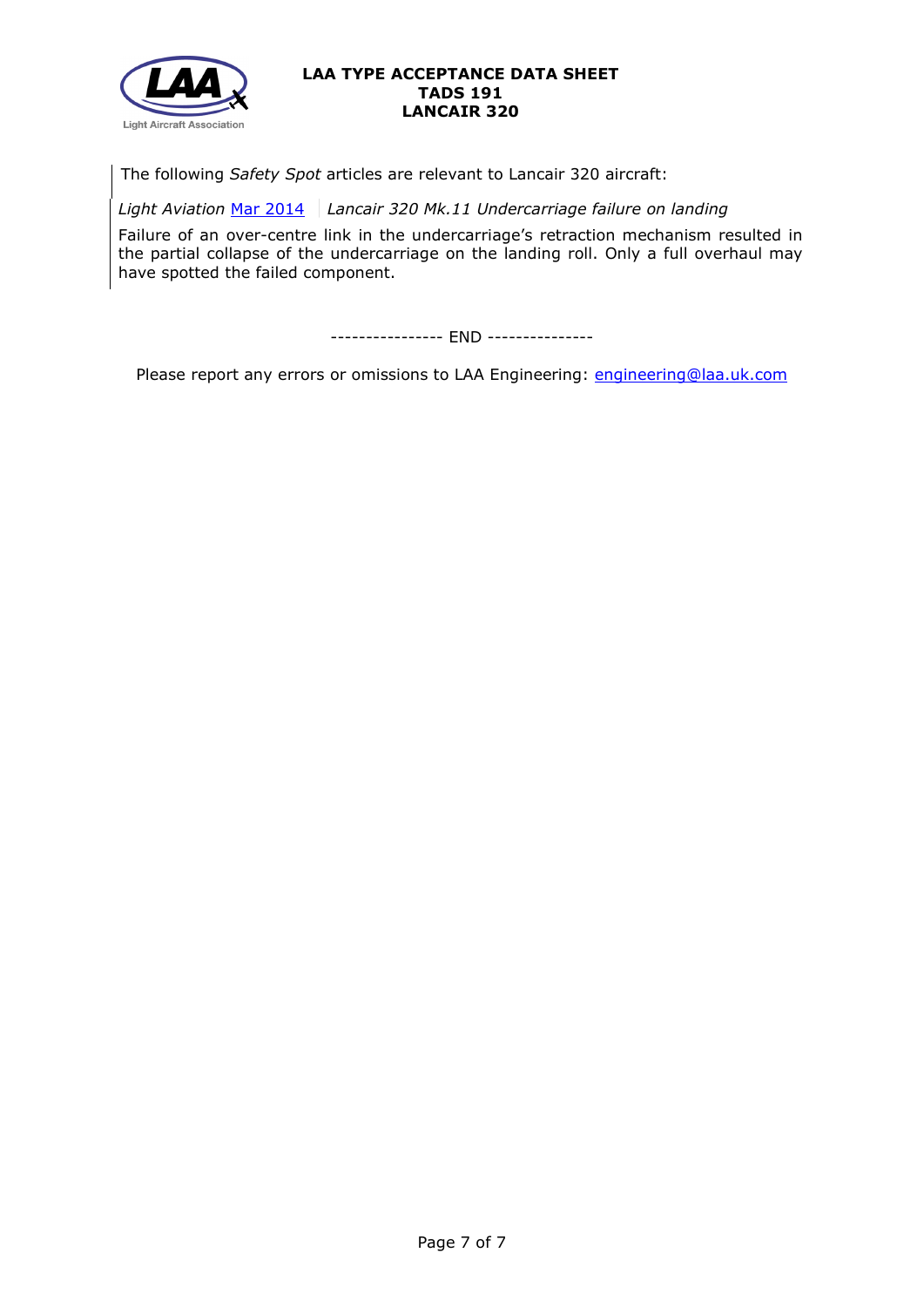The following *Safety Spot* articles are relevant to Lancair 320 aircraft:

*Light Aviation* Mar 2014 *Lancair 320 Mk.11 Undercarriage failure on landing*

Failure of an over-centre link in the undercarriage's retraction mechanism resulted in the partial collapse of the undercarriage on the landing roll. Only a full overhaul may have spotted the failed component.

---------------- END ---------------

Please report any errors or omissions to LAA Engineering: engineering@laa.uk.com